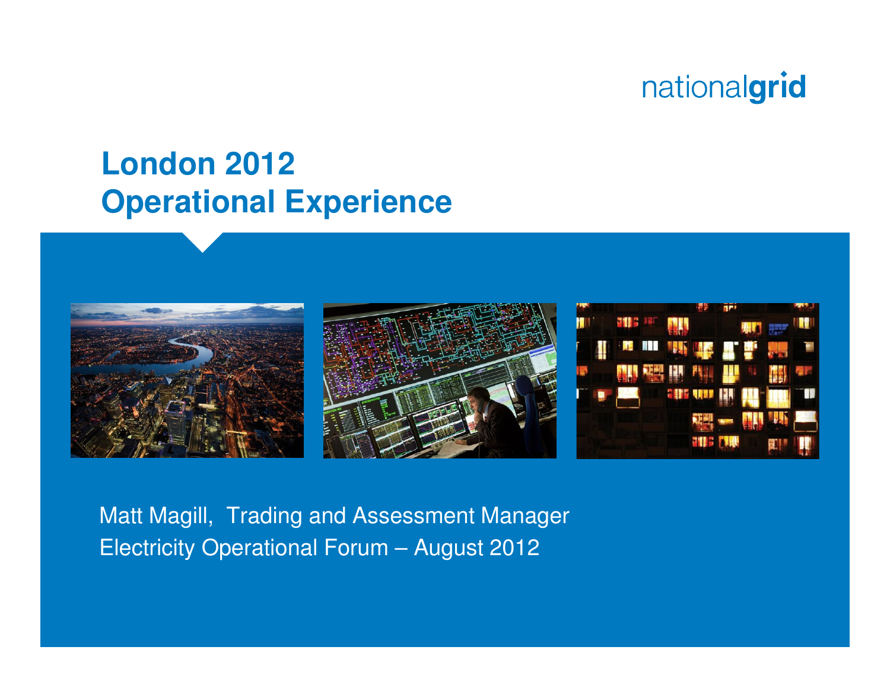# London 2012
# Operational Experience

Matt Magill, Trading and Assessment Manager

Electricity Operational Forum – August 2012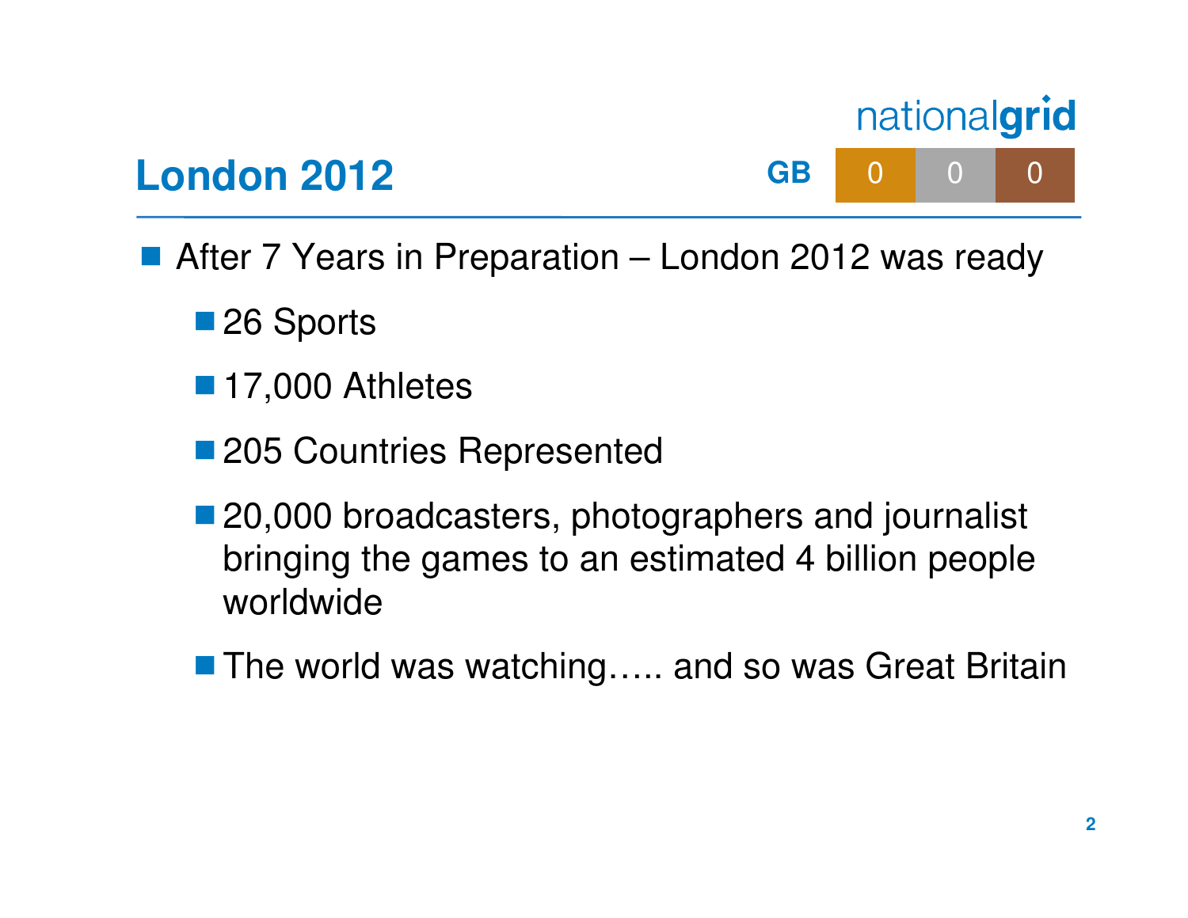## London 2012

nationalgrid

| GB | Gold | Silver | Bronze |
|---|---|---|---|
| | 0 | 0 | 0 |

- After 7 Years in Preparation – London 2012 was ready
  - 26 Sports
  - 17,000 Athletes
  - 205 Countries Represented
  - 20,000 broadcasters, photographers and journalist bringing the games to an estimated 4 billion people worldwide
  - The world was watching….. and so was Great Britain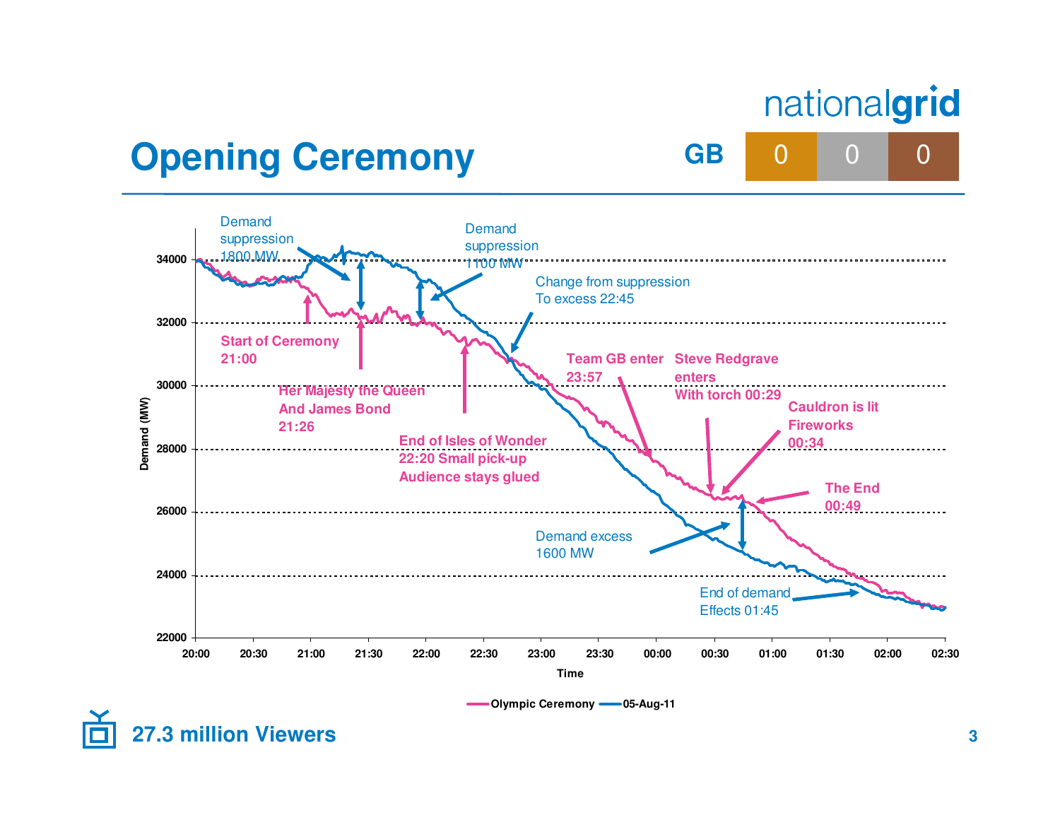# Opening Ceremony

nationalgrid

GB | 0 | 0 | 0

Demand (MW)

34000
32000
30000
28000
26000
24000
22000

Time: 20:00, 20:30, 21:00, 21:30, 22:00, 22:30, 23:00, 23:30, 00:00, 00:30, 01:00, 01:30, 02:00, 02:30

Demand suppression 1800 MW

Demand suppression 1100 MW

Change from suppression To excess 22:45

Start of Ceremony 21:00

Her Majesty the Queen And James Bond 21:26

End of Isles of Wonder 22:20 Small pick-up Audience stays glued

Team GB enter 23:57

Steve Redgrave enters With torch 00:29

Cauldron is lit Fireworks 00:34

The End 00:49

Demand excess 1600 MW

End of demand Effects 01:45

Olympic Ceremony — 05-Aug-11

27.3 million Viewers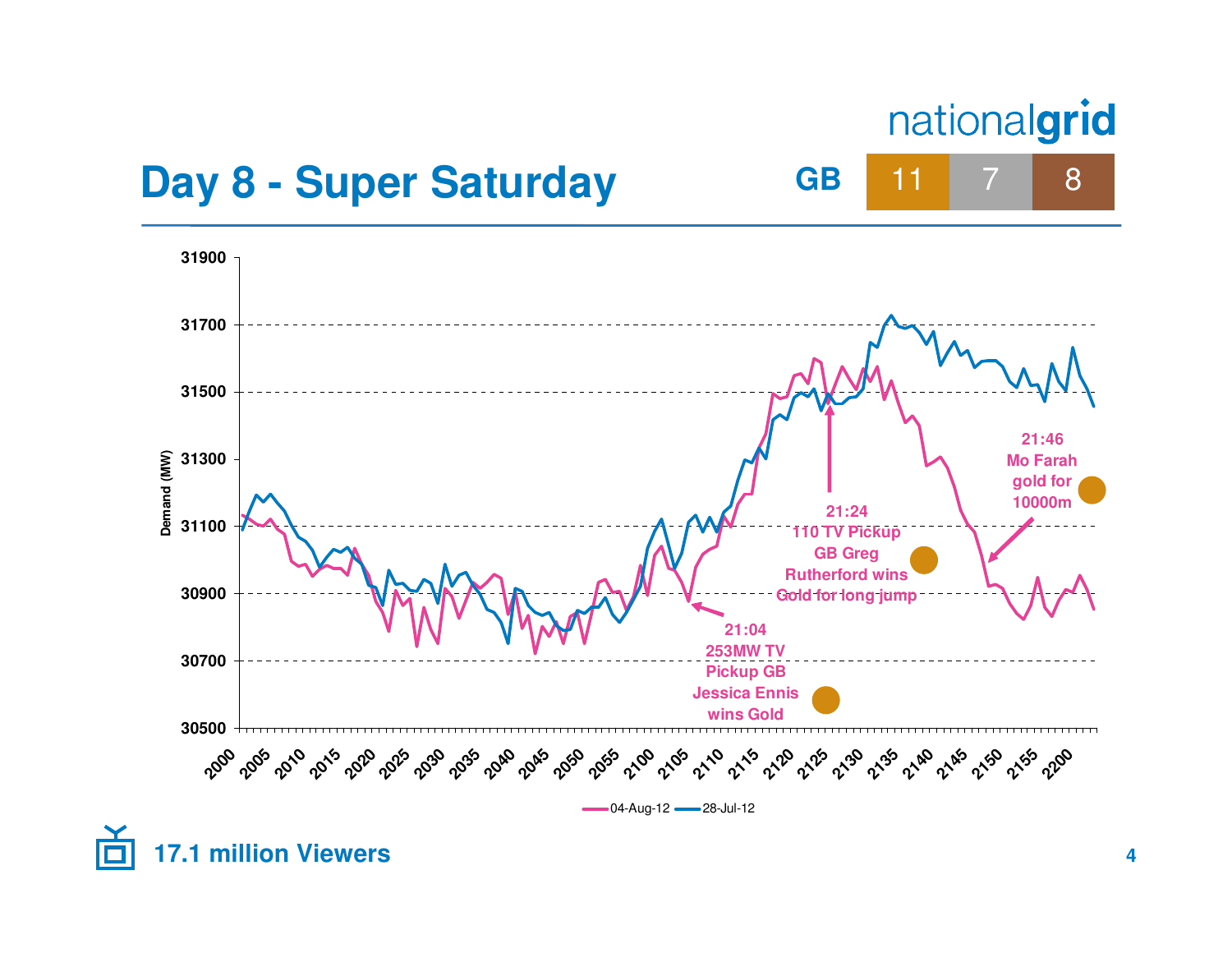# Day 8 - Super Saturday

**GB** | 11 | 7 | 8

Demand (MW)

31900
31700
31500
31300
31100
30900
30700
30500

2000 2005 2010 2015 2020 2025 2030 2035 2040 2045 2050 2055 2100 2105 2110 2115 2120 2125 2130 2135 2140 2145 2150 2155 2200

**21:04**
**253MW TV Pickup GB Jessica Ennis wins Gold**

**21:24**
**110 TV Pickup GB Greg Rutherford wins Gold for long jump**

**21:46**
**Mo Farah gold for 10000m**

04-Aug-12 28-Jul-12

**17.1 million Viewers**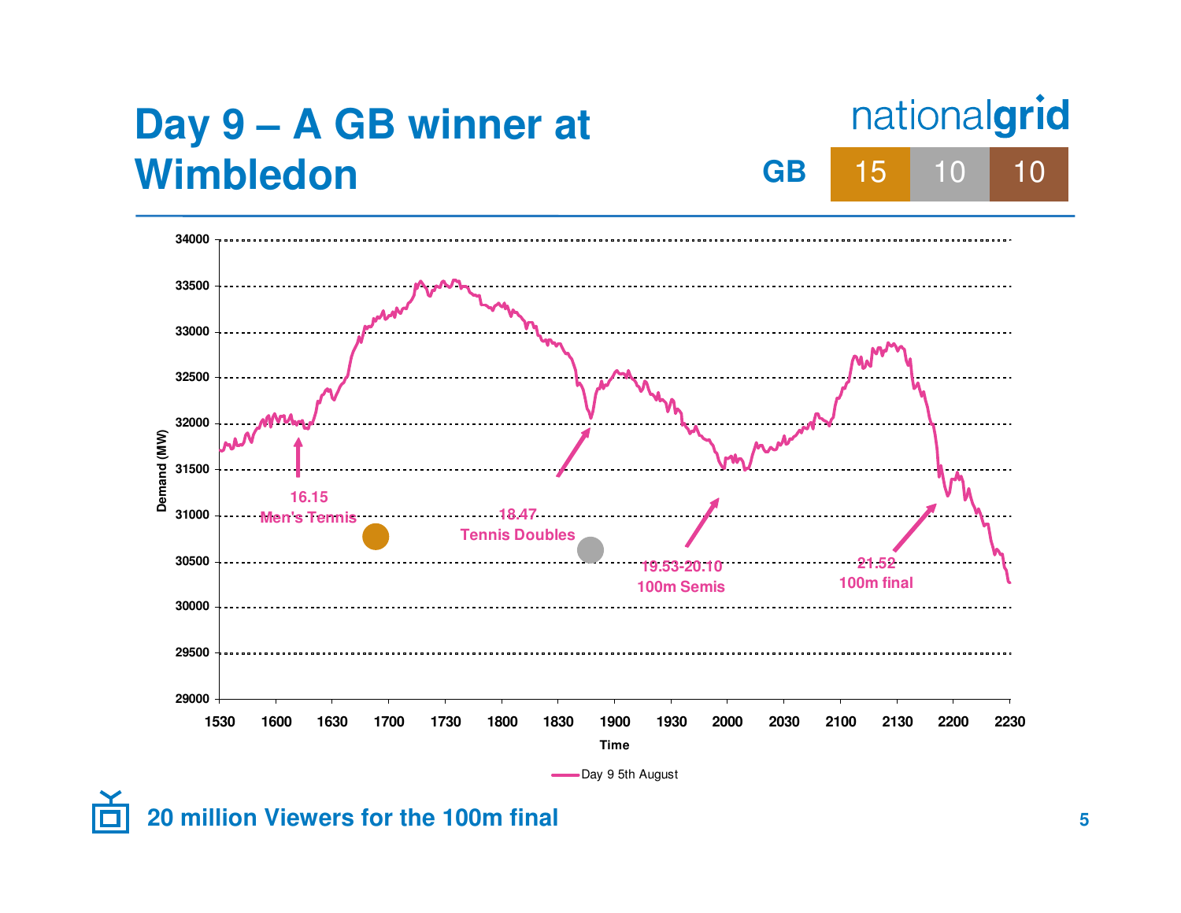# Day 9 – A GB winner at Wimbledon

nationalgrid

| GB | 15 | 10 | 10 |
|---|---|---|---|

Demand (MW)

16.15 Men's Tennis

18.47 Tennis Doubles

19.53-20.10 100m Semis

21.52 100m final

Time

Day 9 5th August

**20 million Viewers for the 100m final**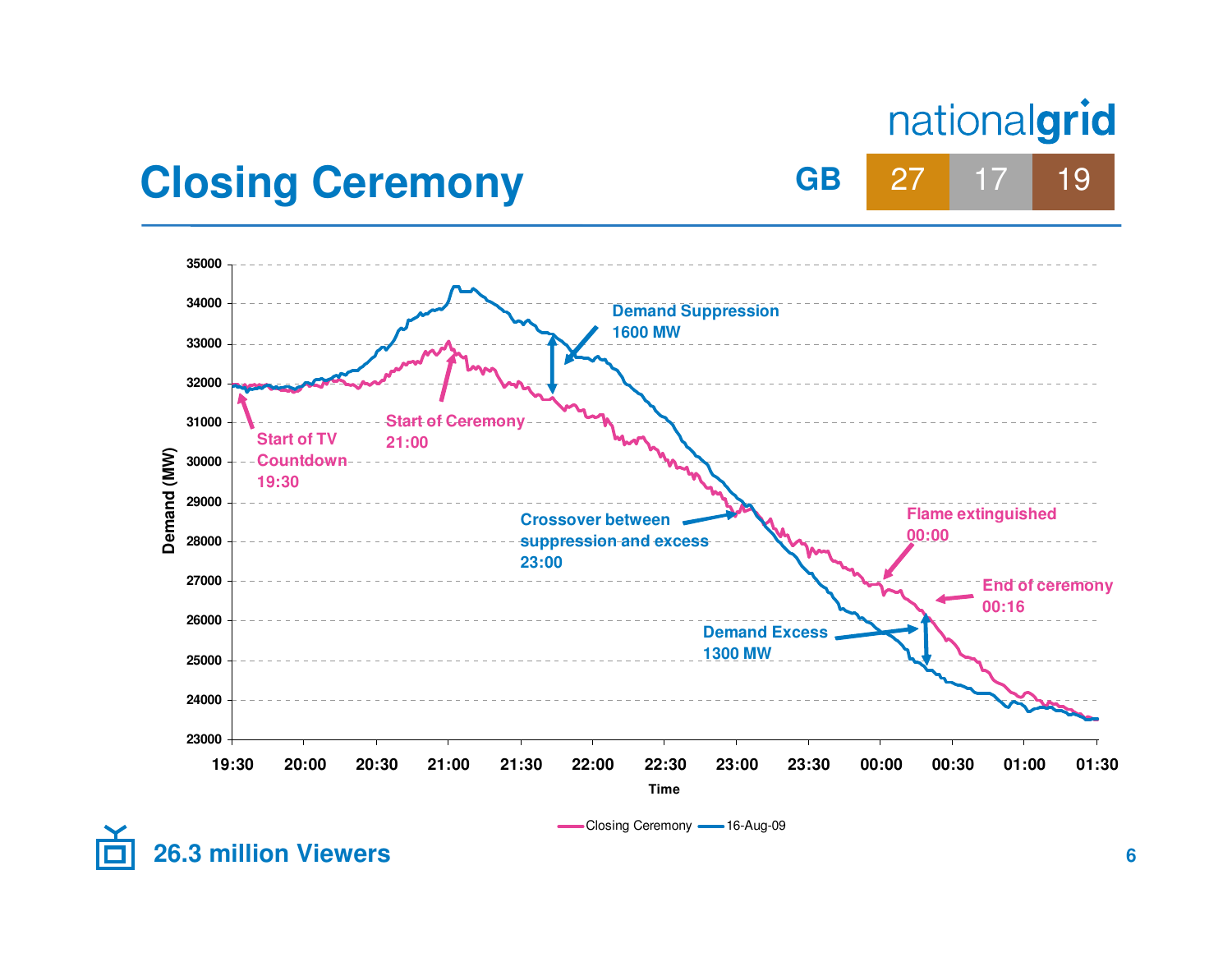# Closing Ceremony

nationalgrid

GB | 27 | 17 | 19

Demand (MW)

Time

- Start of TV Countdown 19:30
- Start of Ceremony 21:00
- Demand Suppression 1600 MW
- Crossover between suppression and excess 23:00
- Flame extinguished 00:00
- End of ceremony 00:16
- Demand Excess 1300 MW

Closing Ceremony — 16-Aug-09

**26.3 million Viewers**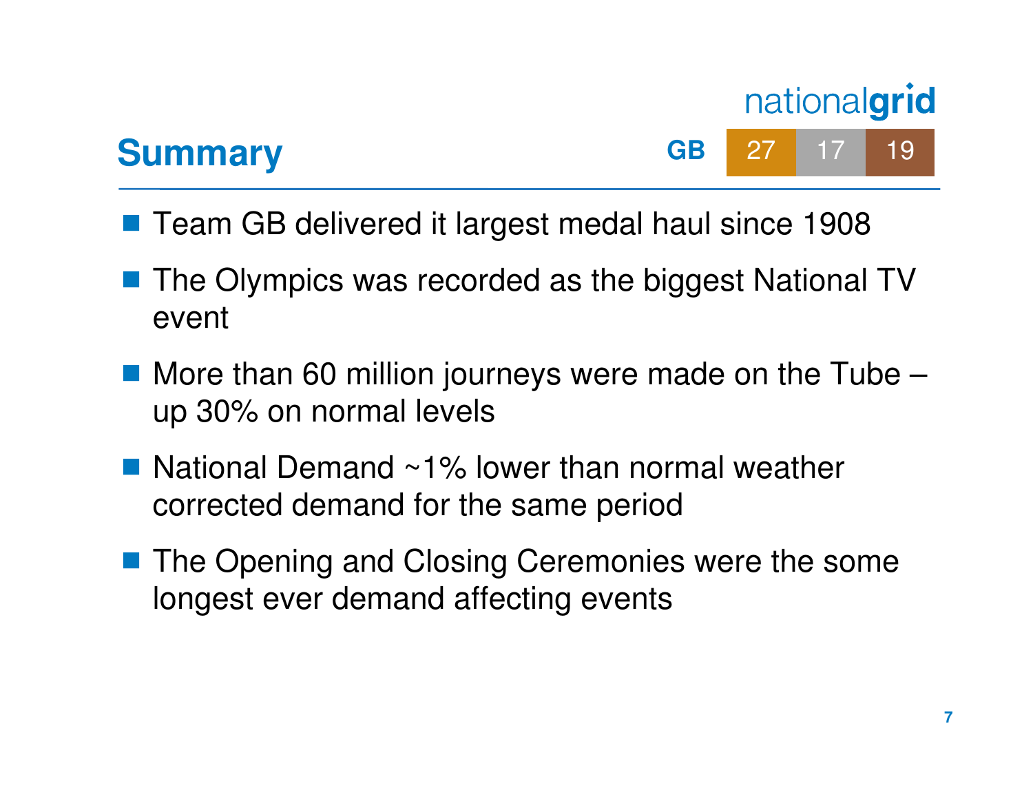nationalgrid

# Summary

GB | 27 | 17 | 19

- Team GB delivered it largest medal haul since 1908
- The Olympics was recorded as the biggest National TV event
- More than 60 million journeys were made on the Tube – up 30% on normal levels
- National Demand ~1% lower than normal weather corrected demand for the same period
- The Opening and Closing Ceremonies were the some longest ever demand affecting events